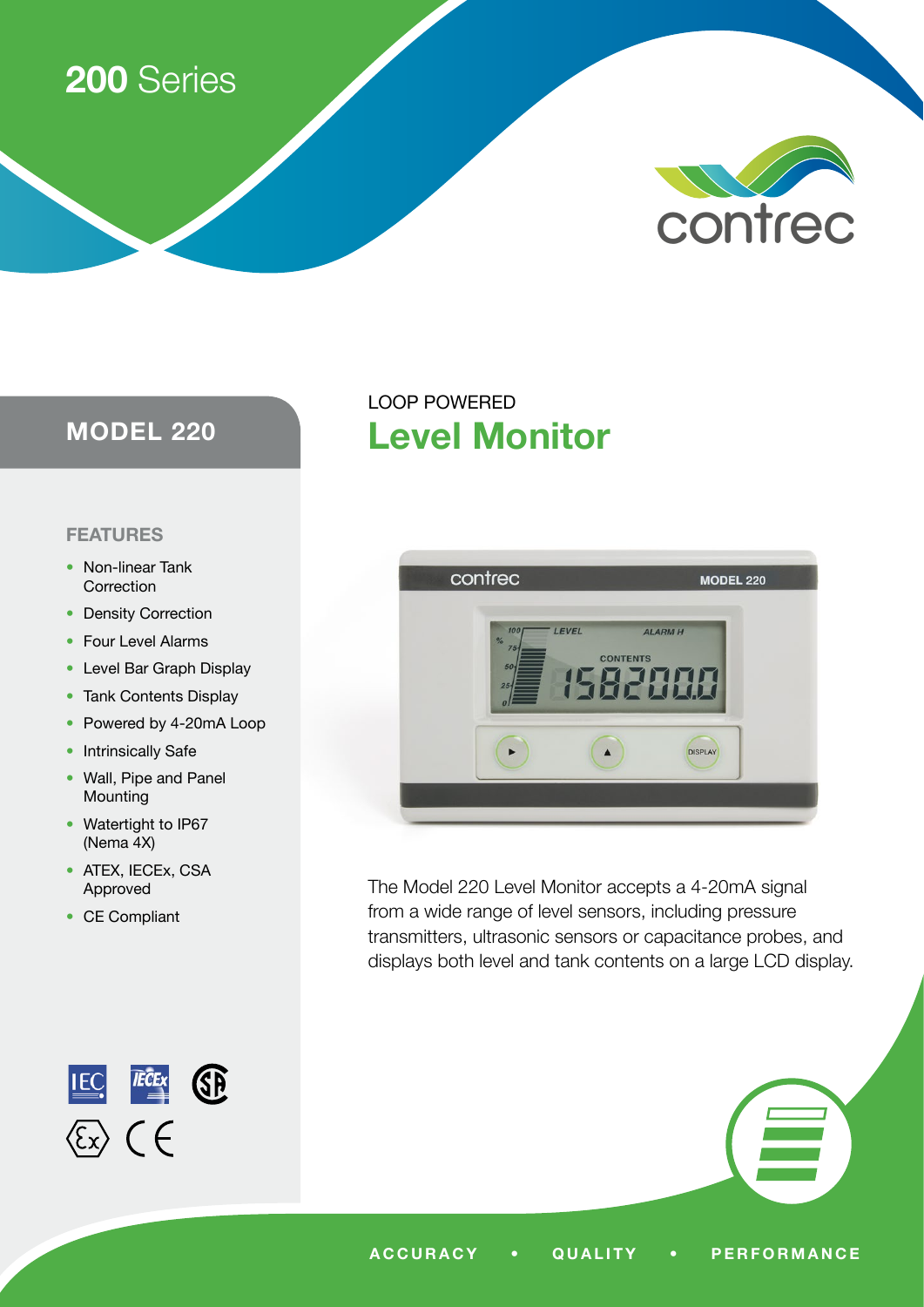# 200 Series

contrec

## MODEL 220

LOOP POWERED

# Level Monitor

### FEATURES

- Non-linear Tank Correction
- Density Correction
- Four Level Alarms
- Level Bar Graph Display
- Tank Contents Display
- Powered by 4-20mA Loop
- Intrinsically Safe
- Wall, Pipe and Panel Mounting
- Watertight to IP67 (Nema 4X)
- ATEX, IECEx, CSA Approved
- CE Compliant

The Model 220 Level Monitor accepts a 4-20mA signal from a wide range of level sensors, including pressure transmitters, ultrasonic sensors or capacitance probes, and displays both level and tank contents on a large LCD display.

ACCURACY • QUALITY • PERFORMANCE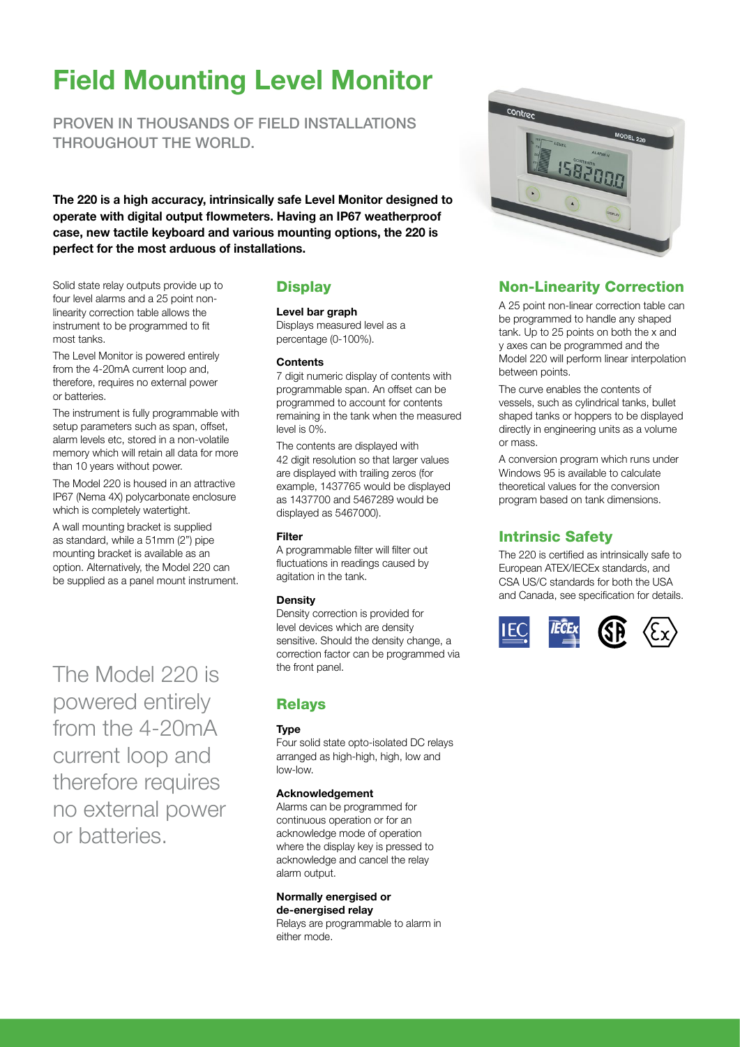# Field Mounting Level Monitor

PROVEN IN THOUSANDS OF FIELD INSTALLATIONS THROUGHOUT THE WORLD.

**The 220 is a high accuracy, intrinsically safe Level Monitor designed to operate with digital output flowmeters. Having an IP67 weatherproof case, new tactile keyboard and various mounting options, the 220 is perfect for the most arduous of installations.**

Solid state relay outputs provide up to four level alarms and a 25 point non-linearity correction table allows the instrument to be programmed to fit most tanks.

The Level Monitor is powered entirely from the 4-20mA current loop and, therefore, requires no external power or batteries.

The instrument is fully programmable with setup parameters such as span, offset, alarm levels etc, stored in a non-volatile memory which will retain all data for more than 10 years without power.

The Model 220 is housed in an attractive IP67 (Nema 4X) polycarbonate enclosure which is completely watertight.

A wall mounting bracket is supplied as standard, while a 51mm (2") pipe mounting bracket is available as an option. Alternatively, the Model 220 can be supplied as a panel mount instrument.

The Model 220 is powered entirely from the 4-20mA current loop and therefore requires no external power or batteries.

## Display

**Level bar graph**

Displays measured level as a percentage (0-100%).

**Contents**

7 digit numeric display of contents with programmable span. An offset can be programmed to account for contents remaining in the tank when the measured level is 0%.

The contents are displayed with 42 digit resolution so that larger values are displayed with trailing zeros (for example, 1437765 would be displayed as 1437700 and 5467289 would be displayed as 5467000).

**Filter**

A programmable filter will filter out fluctuations in readings caused by agitation in the tank.

**Density**

Density correction is provided for level devices which are density sensitive. Should the density change, a correction factor can be programmed via the front panel.

## Relays

**Type**

Four solid state opto-isolated DC relays arranged as high-high, high, low and low-low.

**Acknowledgement**

Alarms can be programmed for continuous operation or for an acknowledge mode of operation where the display key is pressed to acknowledge and cancel the relay alarm output.

**Normally energised or de-energised relay**

Relays are programmable to alarm in either mode.

## Non-Linearity Correction

A 25 point non-linear correction table can be programmed to handle any shaped tank. Up to 25 points on both the x and y axes can be programmed and the Model 220 will perform linear interpolation between points.

The curve enables the contents of vessels, such as cylindrical tanks, bullet shaped tanks or hoppers to be displayed directly in engineering units as a volume or mass.

A conversion program which runs under Windows 95 is available to calculate theoretical values for the conversion program based on tank dimensions.

## Intrinsic Safety

The 220 is certified as intrinsically safe to European ATEX/IECEx standards, and CSA US/C standards for both the USA and Canada, see specification for details.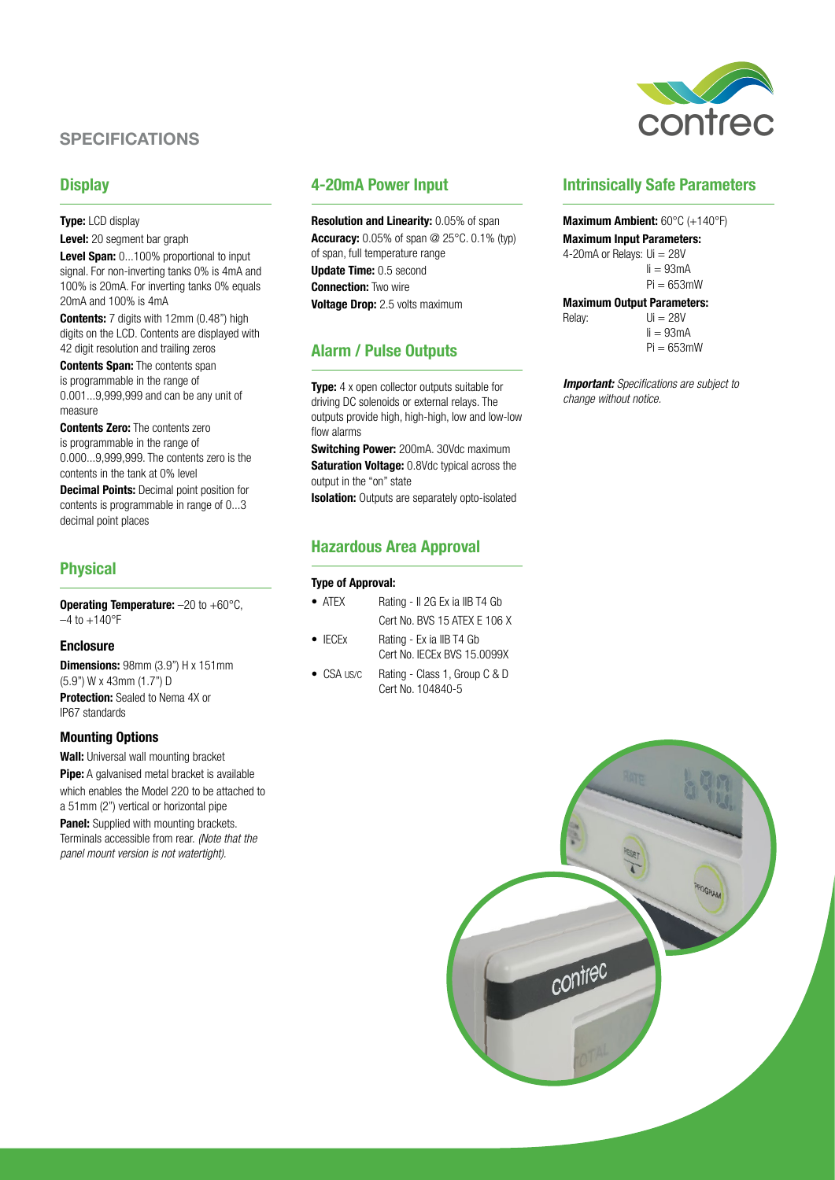## SPECIFICATIONS

### Display

**Type:** LCD display

**Level:** 20 segment bar graph

**Level Span:** 0...100% proportional to input signal. For non-inverting tanks 0% is 4mA and 100% is 20mA. For inverting tanks 0% equals 20mA and 100% is 4mA

**Contents:** 7 digits with 12mm (0.48") high digits on the LCD. Contents are displayed with 42 digit resolution and trailing zeros

**Contents Span:** The contents span is programmable in the range of 0.001...9,999,999 and can be any unit of measure

**Contents Zero:** The contents zero is programmable in the range of 0.000...9,999,999. The contents zero is the contents in the tank at 0% level

**Decimal Points:** Decimal point position for contents is programmable in range of 0...3 decimal point places

### Physical

**Operating Temperature:** –20 to +60°C, –4 to +140°F

#### Enclosure

**Dimensions:** 98mm (3.9") H x 151mm (5.9") W x 43mm (1.7") D

**Protection:** Sealed to Nema 4X or IP67 standards

#### Mounting Options

**Wall:** Universal wall mounting bracket

**Pipe:** A galvanised metal bracket is available which enables the Model 220 to be attached to a 51mm (2") vertical or horizontal pipe

**Panel:** Supplied with mounting brackets. Terminals accessible from rear. *(Note that the panel mount version is not watertight).*

### 4-20mA Power Input

**Resolution and Linearity:** 0.05% of span

**Accuracy:** 0.05% of span @ 25°C. 0.1% (typ) of span, full temperature range

**Update Time:** 0.5 second

**Connection:** Two wire

**Voltage Drop:** 2.5 volts maximum

### Alarm / Pulse Outputs

**Type:** 4 x open collector outputs suitable for driving DC solenoids or external relays. The outputs provide high, high-high, low and low-low flow alarms

**Switching Power:** 200mA. 30Vdc maximum

**Saturation Voltage:** 0.8Vdc typical across the output in the "on" state

**Isolation:** Outputs are separately opto-isolated

### Hazardous Area Approval

**Type of Approval:**

- ATEX — Rating - II 2G Ex ia IIB T4 Gb; Cert No. BVS 15 ATEX E 106 X
- IECEx — Rating - Ex ia IIB T4 Gb; Cert No. IECEx BVS 15.0099X
- CSA US/C — Rating - Class 1, Group C & D; Cert No. 104840-5

### Intrinsically Safe Parameters

**Maximum Ambient:** 60°C (+140°F)

**Maximum Input Parameters:**

4-20mA or Relays: $U_i$ = 28V, $I_i$ = 93mA, $P_i$ = 653mW

**Maximum Output Parameters:**

Relay: $U_i$ = 28V, $I_i$ = 93mA, $P_i$ = 653mW

***Important:*** *Specifications are subject to change without notice.*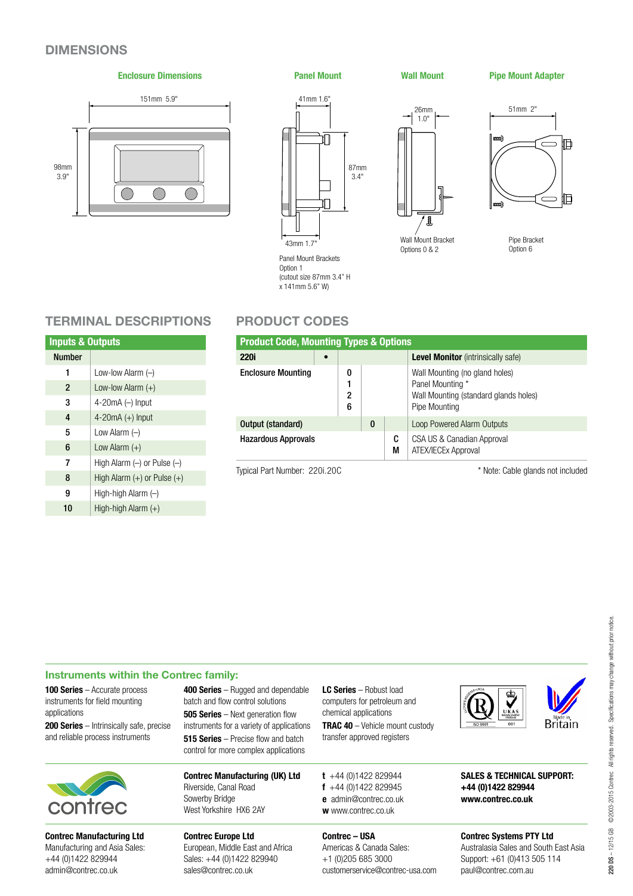## DIMENSIONS

**Enclosure Dimensions**

151mm 5.9"
98mm 3.9"

**Panel Mount**

41mm 1.6"
87mm 3.4"
43mm 1.7"

Panel Mount Brackets
Option 1
(cutout size 87mm 3.4" H x 141mm 5.6" W)

**Wall Mount**

26mm 1.0"

Wall Mount Bracket
Options 0 & 2

**Pipe Mount Adapter**

51mm 2"

Pipe Bracket
Option 6

## TERMINAL DESCRIPTIONS

| Inputs & Outputs | |
|---|---|
| **Number** | |
| 1 | Low-low Alarm (–) |
| 2 | Low-low Alarm (+) |
| 3 | 4-20mA (–) Input |
| 4 | 4-20mA (+) Input |
| 5 | Low Alarm (–) |
| 6 | Low Alarm (+) |
| 7 | High Alarm (–) or Pulse (–) |
| 8 | High Alarm (+) or Pulse (+) |
| 9 | High-high Alarm (–) |
| 10 | High-high Alarm (+) |

## PRODUCT CODES

| Product Code, Mounting Types & Options | | | | | |
|---|---|---|---|---|---|
| **220i** | • | | | | **Level Monitor** (intrinsically safe) |
| **Enclosure Mounting** | | 0<br>1<br>2<br>6 | | | Wall Mounting (no gland holes)<br>Panel Mounting *<br>Wall Mounting (standard glands holes)<br>Pipe Mounting |
| **Output (standard)** | | | 0 | | Loop Powered Alarm Outputs |
| **Hazardous Approvals** | | | | C<br>M | CSA US & Canadian Approval<br>ATEX/IECEx Approval |

Typical Part Number: 220i.20C

* Note: Cable glands not included

### Instruments within the Contrec family:

**100 Series** – Accurate process instruments for field mounting applications

**200 Series** – Intrinsically safe, precise and reliable process instruments

**400 Series** – Rugged and dependable batch and flow control solutions

**505 Series** – Next generation flow instruments for a variety of applications

**515 Series** – Precise flow and batch control for more complex applications

**LC Series** – Robust load computers for petroleum and chemical applications

**TRAC 40** – Vehicle mount custody transfer approved registers

**Contrec Manufacturing (UK) Ltd**
Riverside, Canal Road
Sowerby Bridge
West Yorkshire HX6 2AY

**t** +44 (0)1422 829944
**f** +44 (0)1422 829945
**e** admin@contrec.co.uk
**w** www.contrec.co.uk

**SALES & TECHNICAL SUPPORT:**
**+44 (0)1422 829944**
**www.contrec.co.uk**

**Contrec Manufacturing Ltd**
Manufacturing and Asia Sales:
+44 (0)1422 829944
admin@contrec.co.uk

**Contrec Europe Ltd**
European, Middle East and Africa
Sales: +44 (0)1422 829940
sales@contrec.co.uk

**Contrec – USA**
Americas & Canada Sales:
+1 (0)205 685 3000
customerservice@contrec-usa.com

**Contrec Systems PTY Ltd**
Australasia Sales and South East Asia
Support: +61 (0)413 505 114
paul@contrec.com.au

220 DS – 12/15 GB ©2003-2015 Contrec All rights reserved. Specifications may change without prior notice.